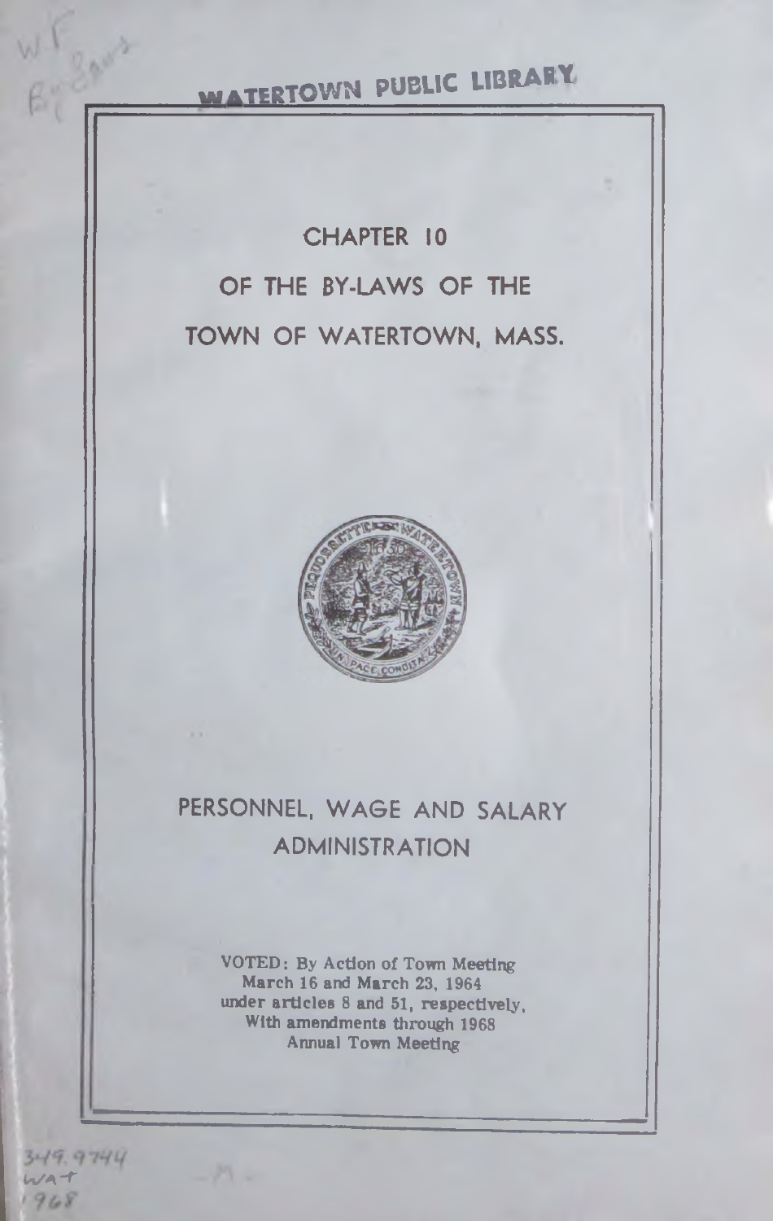WATERTOWN PUBLIC LIBRARY

# CHAPTER 10

# OF THE BY-LAWS OF THE TOWN OF WATERTOWN, MASS.

## PERSONNEL, WAGE AND SALARY ADMINISTRATION

VOTED: By Action of Town Meeting
March 16 and March 23, 1964
under articles 8 and 51, respectively,
With amendments through 1968
Annual Town Meeting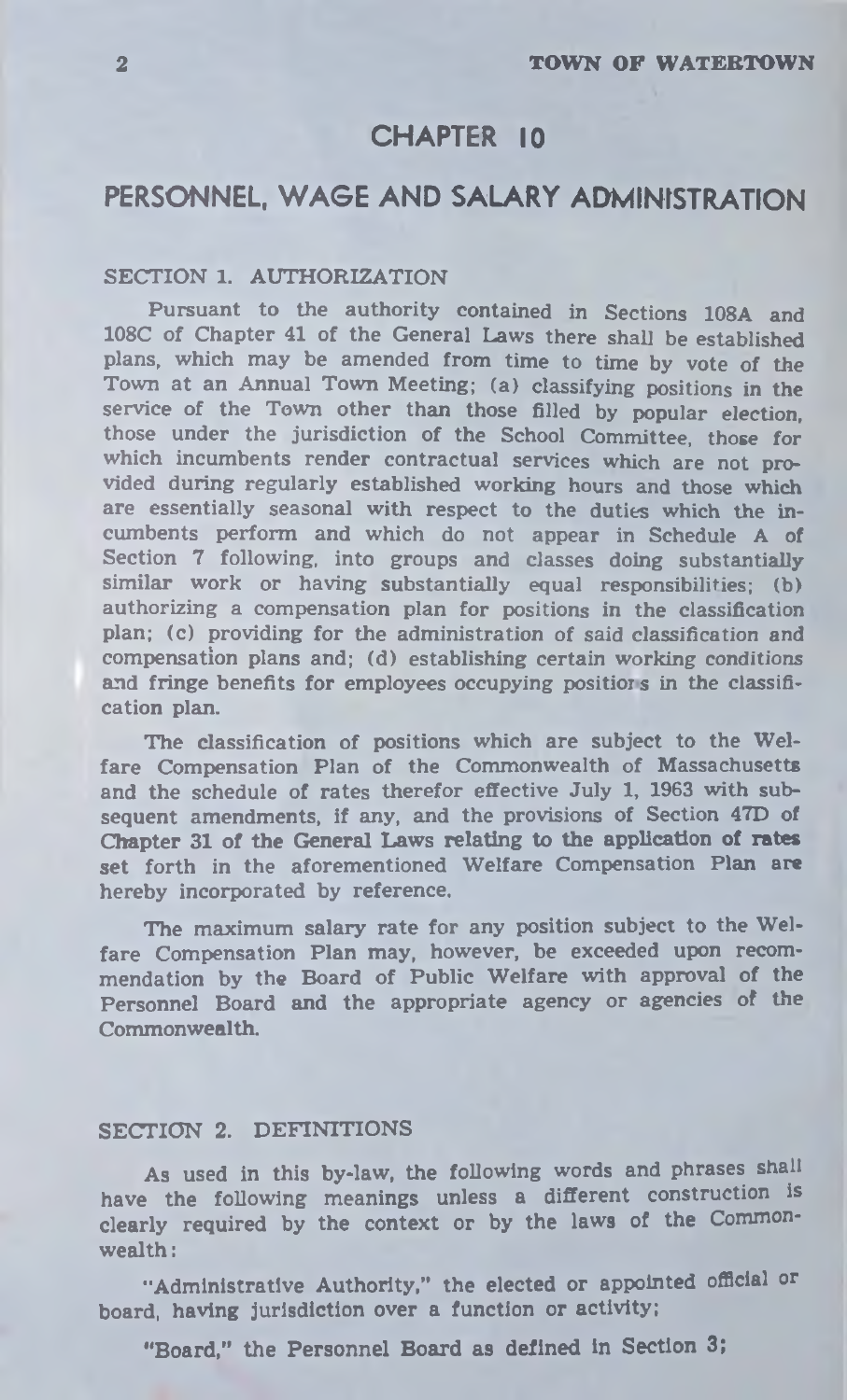# CHAPTER 10

## PERSONNEL, WAGE AND SALARY ADMINISTRATION

### SECTION 1. AUTHORIZATION

Pursuant to the authority contained in Sections 108A and 108C of Chapter 41 of the General Laws there shall be established plans, which may be amended from time to time by vote of the Town at an Annual Town Meeting; (a) classifying positions in the service of the Town other than those filled by popular election, those under the jurisdiction of the School Committee, those for which incumbents render contractual services which are not provided during regularly established working hours and those which are essentially seasonal with respect to the duties which the incumbents perform and which do not appear in Schedule A of Section 7 following, into groups and classes doing substantially similar work or having substantially equal responsibilities; (b) authorizing a compensation plan for positions in the classification plan; (c) providing for the administration of said classification and compensation plans and; (d) establishing certain working conditions and fringe benefits for employees occupying positions in the classification plan.

The classification of positions which are subject to the Welfare Compensation Plan of the Commonwealth of Massachusetts and the schedule of rates therefor effective July 1, 1963 with subsequent amendments, if any, and the provisions of Section 47D of Chapter 31 of the General Laws relating to the application of rates set forth in the aforementioned Welfare Compensation Plan are hereby incorporated by reference.

The maximum salary rate for any position subject to the Welfare Compensation Plan may, however, be exceeded upon recommendation by the Board of Public Welfare with approval of the Personnel Board and the appropriate agency or agencies of the Commonwealth.

### SECTION 2. DEFINITIONS

As used in this by-law, the following words and phrases shall have the following meanings unless a different construction is clearly required by the context or by the laws of the Commonwealth:

"Administrative Authority," the elected or appointed official or board, having jurisdiction over a function or activity;

"Board," the Personnel Board as defined in Section 3;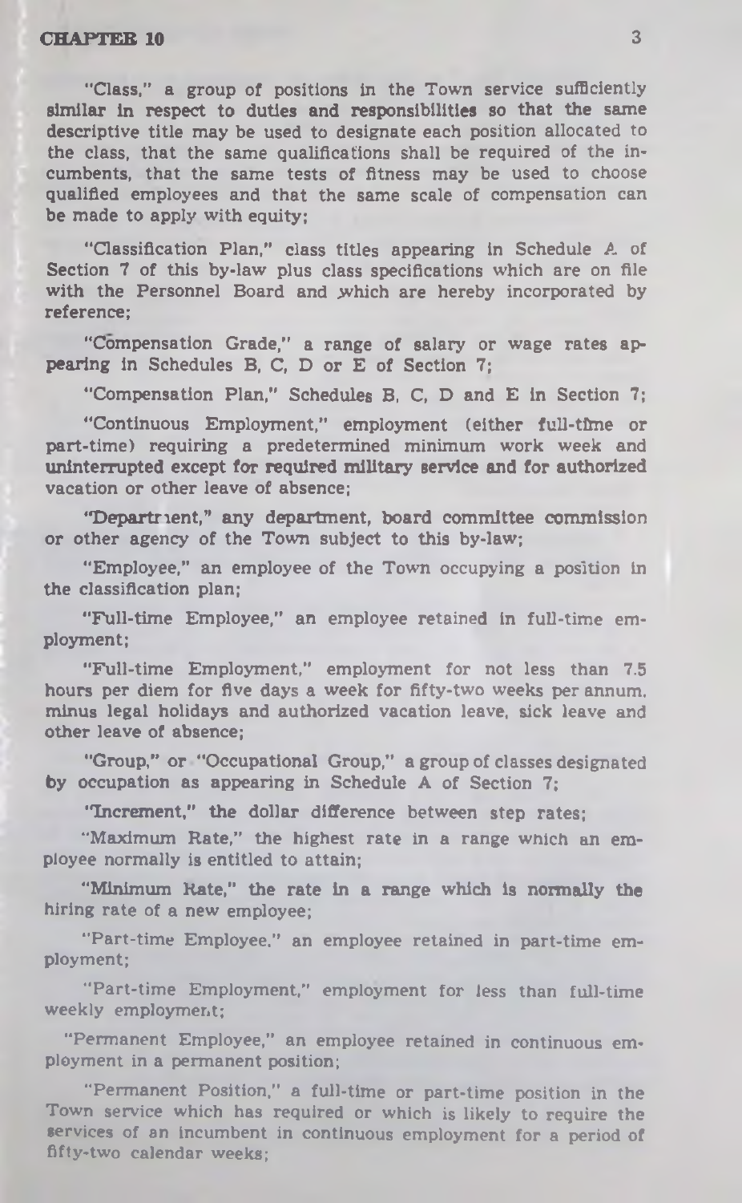"Class," a group of positions in the Town service sufficiently similar in respect to duties and responsibilities so that the same descriptive title may be used to designate each position allocated to the class, that the same qualifications shall be required of the incumbents, that the same tests of fitness may be used to choose qualified employees and that the same scale of compensation can be made to apply with equity;

"Classification Plan," class titles appearing in Schedule A of Section 7 of this by-law plus class specifications which are on file with the Personnel Board and which are hereby incorporated by reference;

"Compensation Grade," a range of salary or wage rates appearing in Schedules B, C, D or E of Section 7;

"Compensation Plan," Schedules B, C, D and E in Section 7;

"Continuous Employment," employment (either full-time or part-time) requiring a predetermined minimum work week and uninterrupted except for required military service and for authorized vacation or other leave of absence;

"Department," any department, board committee commission or other agency of the Town subject to this by-law;

"Employee," an employee of the Town occupying a position in the classification plan;

"Full-time Employee," an employee retained in full-time employment;

"Full-time Employment," employment for not less than 7.5 hours per diem for five days a week for fifty-two weeks per annum, minus legal holidays and authorized vacation leave, sick leave and other leave of absence;

"Group," or "Occupational Group," a group of classes designated by occupation as appearing in Schedule A of Section 7;

"Increment," the dollar difference between step rates;

"Maximum Rate," the highest rate in a range which an employee normally is entitled to attain;

"Minimum Rate," the rate in a range which is normally the hiring rate of a new employee;

"Part-time Employee," an employee retained in part-time employment;

"Part-time Employment," employment for less than full-time weekly employment;

"Permanent Employee," an employee retained in continuous employment in a permanent position;

"Permanent Position," a full-time or part-time position in the Town service which has required or which is likely to require the services of an incumbent in continuous employment for a period of fifty-two calendar weeks;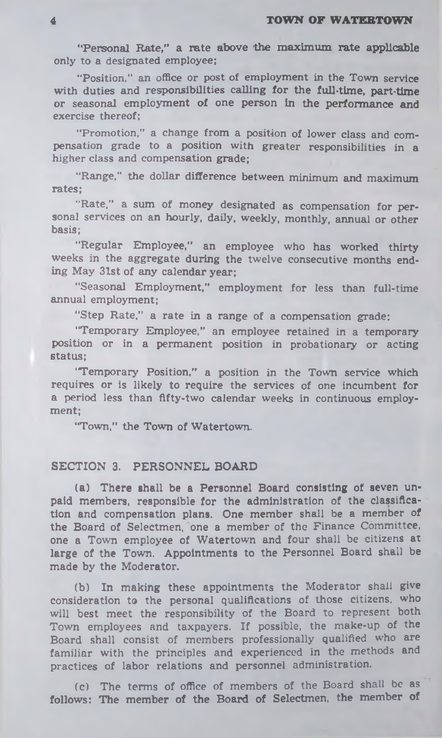"Personal Rate," a rate above the maximum rate applicable only to a designated employee;

"Position," an office or post of employment in the Town service with duties and responsibilities calling for the full-time, part-time or seasonal employment of one person in the performance and exercise thereof;

"Promotion," a change from a position of lower class and compensation grade to a position with greater responsibilities in a higher class and compensation grade;

"Range," the dollar difference between minimum and maximum rates;

"Rate," a sum of money designated as compensation for personal services on an hourly, daily, weekly, monthly, annual or other basis;

"Regular Employee," an employee who has worked thirty weeks in the aggregate during the twelve consecutive months ending May 31st of any calendar year;

"Seasonal Employment," employment for less than full-time annual employment;

"Step Rate," a rate in a range of a compensation grade;

"Temporary Employee," an employee retained in a temporary position or in a permanent position in probationary or acting status;

"Temporary Position," a position in the Town service which requires or is likely to require the services of one incumbent for a period less than fifty-two calendar weeks in continuous employment;

"Town," the Town of Watertown.

## SECTION 3. PERSONNEL BOARD

(a) There shall be a Personnel Board consisting of seven unpaid members, responsible for the administration of the classification and compensation plans. One member shall be a member of the Board of Selectmen, one a member of the Finance Committee, one a Town employee of Watertown and four shall be citizens at large of the Town. Appointments to the Personnel Board shall be made by the Moderator.

(b) In making these appointments the Moderator shall give consideration to the personal qualifications of those citizens, who will best meet the responsibility of the Board to represent both Town employees and taxpayers. If possible, the make-up of the Board shall consist of members professionally qualified who are familiar with the principles and experienced in the methods and practices of labor relations and personnel administration.

(c) The terms of office of members of the Board shall be as follows: The member of the Board of Selectmen, the member of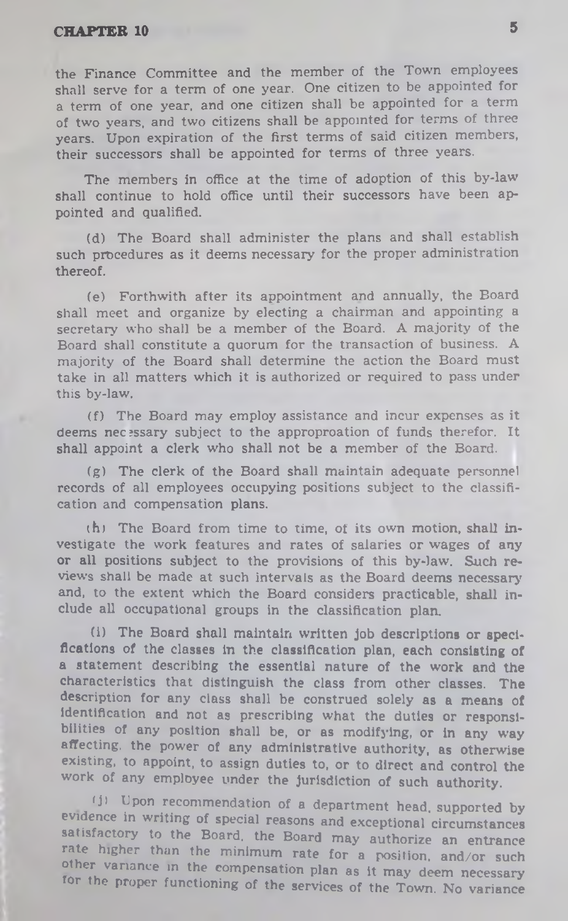the Finance Committee and the member of the Town employees shall serve for a term of one year. One citizen to be appointed for a term of one year, and one citizen shall be appointed for a term of two years, and two citizens shall be appointed for terms of three years. Upon expiration of the first terms of said citizen members, their successors shall be appointed for terms of three years.

The members in office at the time of adoption of this by-law shall continue to hold office until their successors have been appointed and qualified.

(d) The Board shall administer the plans and shall establish such procedures as it deems necessary for the proper administration thereof.

(e) Forthwith after its appointment and annually, the Board shall meet and organize by electing a chairman and appointing a secretary who shall be a member of the Board. A majority of the Board shall constitute a quorum for the transaction of business. A majority of the Board shall determine the action the Board must take in all matters which it is authorized or required to pass under this by-law.

(f) The Board may employ assistance and incur expenses as it deems necessary subject to the approproation of funds therefor. It shall appoint a clerk who shall not be a member of the Board.

(g) The clerk of the Board shall maintain adequate personnel records of all employees occupying positions subject to the classification and compensation plans.

(h) The Board from time to time, of its own motion, shall investigate the work features and rates of salaries or wages of any or all positions subject to the provisions of this by-law. Such reviews shall be made at such intervals as the Board deems necessary and, to the extent which the Board considers practicable, shall include all occupational groups in the classification plan.

(i) The Board shall maintain written job descriptions or specifications of the classes in the classification plan, each consisting of a statement describing the essential nature of the work and the characteristics that distinguish the class from other classes. The description for any class shall be construed solely as a means of identification and not as prescribing what the duties or responsibilities of any position shall be, or as modifying, or in any way affecting, the power of any administrative authority, as otherwise existing, to appoint, to assign duties to, or to direct and control the work of any employee under the jurisdiction of such authority.

(j) Upon recommendation of a department head, supported by evidence in writing of special reasons and exceptional circumstances satisfactory to the Board, the Board may authorize an entrance rate higher than the minimum rate for a position, and/or such other variance in the compensation plan as it may deem necessary for the proper functioning of the services of the Town. No variance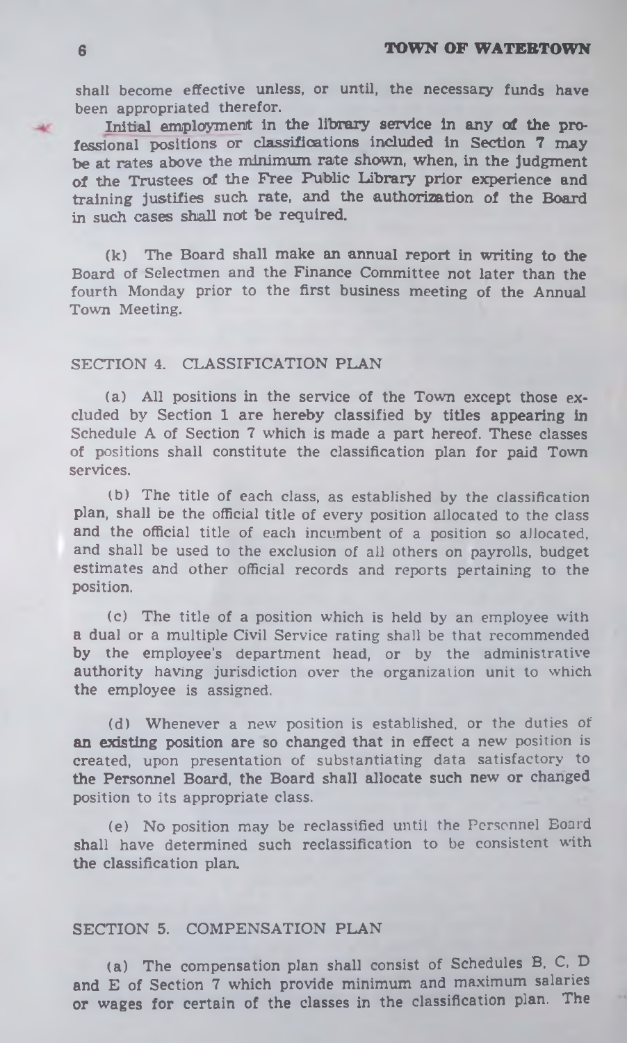shall become effective unless, or until, the necessary funds have been appropriated therefor.

Initial employment in the library service in any of the professional positions or classifications included in Section 7 may be at rates above the minimum rate shown, when, in the judgment of the Trustees of the Free Public Library prior experience and training justifies such rate, and the authorization of the Board in such cases shall not be required.

(k) The Board shall make an annual report in writing to the Board of Selectmen and the Finance Committee not later than the fourth Monday prior to the first business meeting of the Annual Town Meeting.

## SECTION 4. CLASSIFICATION PLAN

(a) All positions in the service of the Town except those excluded by Section 1 are hereby classified by titles appearing in Schedule A of Section 7 which is made a part hereof. These classes of positions shall constitute the classification plan for paid Town services.

(b) The title of each class, as established by the classification plan, shall be the official title of every position allocated to the class and the official title of each incumbent of a position so allocated, and shall be used to the exclusion of all others on payrolls, budget estimates and other official records and reports pertaining to the position.

(c) The title of a position which is held by an employee with a dual or a multiple Civil Service rating shall be that recommended by the employee's department head, or by the administrative authority having jurisdiction over the organization unit to which the employee is assigned.

(d) Whenever a new position is established, or the duties of an existing position are so changed that in effect a new position is created, upon presentation of substantiating data satisfactory to the Personnel Board, the Board shall allocate such new or changed position to its appropriate class.

(e) No position may be reclassified until the Personnel Board shall have determined such reclassification to be consistent with the classification plan.

## SECTION 5. COMPENSATION PLAN

(a) The compensation plan shall consist of Schedules B, C, D and E of Section 7 which provide minimum and maximum salaries or wages for certain of the classes in the classification plan. The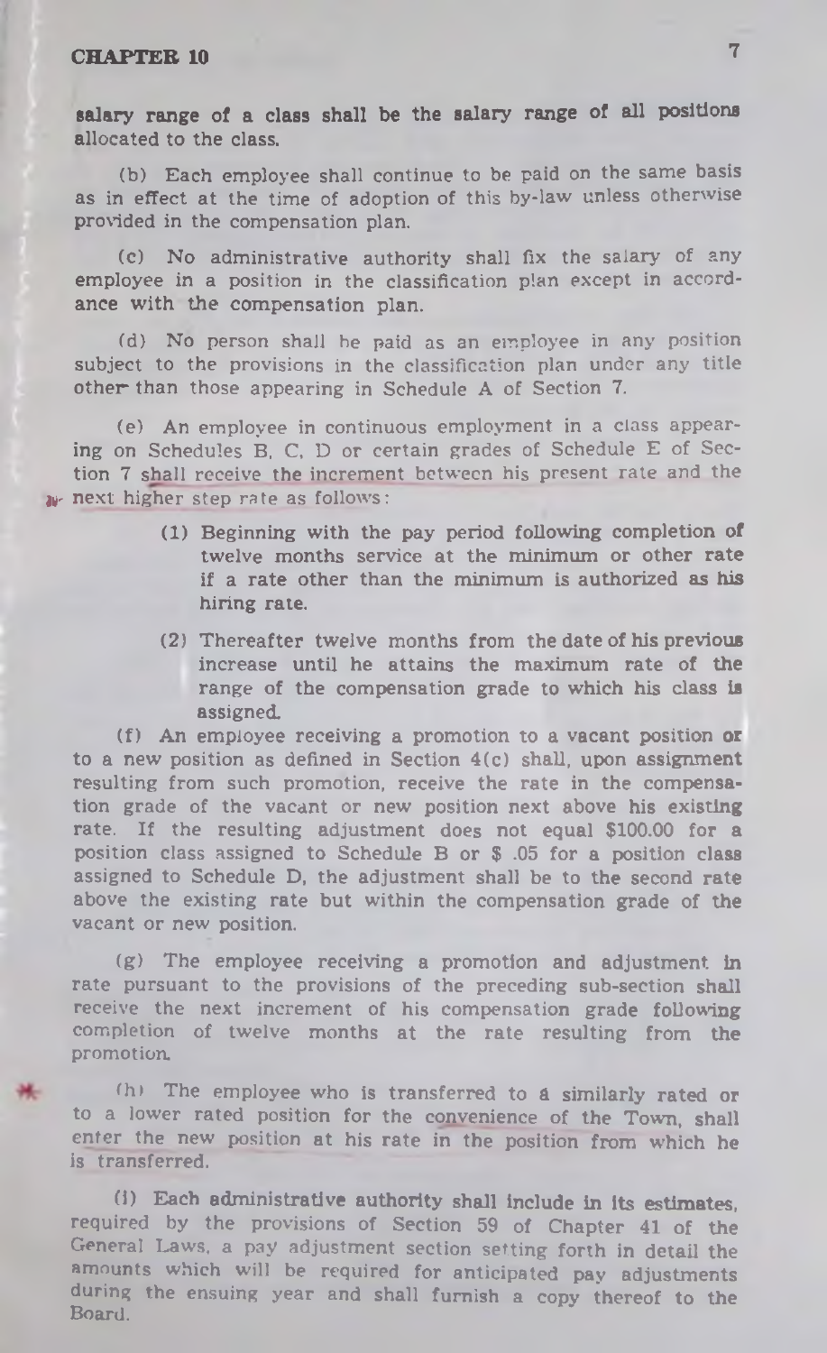salary range of a class shall be the salary range of all positions allocated to the class.

(b) Each employee shall continue to be paid on the same basis as in effect at the time of adoption of this by-law unless otherwise provided in the compensation plan.

(c) No administrative authority shall fix the salary of any employee in a position in the classification plan except in accordance with the compensation plan.

(d) No person shall be paid as an employee in any position subject to the provisions in the classification plan under any title other than those appearing in Schedule A of Section 7.

(e) An employee in continuous employment in a class appearing on Schedules B, C, D or certain grades of Schedule E of Section 7 shall receive the increment between his present rate and the next higher step rate as follows:

> (1) Beginning with the pay period following completion of twelve months service at the minimum or other rate if a rate other than the minimum is authorized as his hiring rate.
>
> (2) Thereafter twelve months from the date of his previous increase until he attains the maximum rate of the range of the compensation grade to which his class is assigned.

(f) An employee receiving a promotion to a vacant position or to a new position as defined in Section 4(c) shall, upon assignment resulting from such promotion, receive the rate in the compensation grade of the vacant or new position next above his existing rate. If the resulting adjustment does not equal $100.00 for a position class assigned to Schedule B or $ .05 for a position class assigned to Schedule D, the adjustment shall be to the second rate above the existing rate but within the compensation grade of the vacant or new position.

(g) The employee receiving a promotion and adjustment in rate pursuant to the provisions of the preceding sub-section shall receive the next increment of his compensation grade following completion of twelve months at the rate resulting from the promotion.

(h) The employee who is transferred to a similarly rated or to a lower rated position for the convenience of the Town, shall enter the new position at his rate in the position from which he is transferred.

(i) Each administrative authority shall include in its estimates, required by the provisions of Section 59 of Chapter 41 of the General Laws, a pay adjustment section setting forth in detail the amounts which will be required for anticipated pay adjustments during the ensuing year and shall furnish a copy thereof to the Board.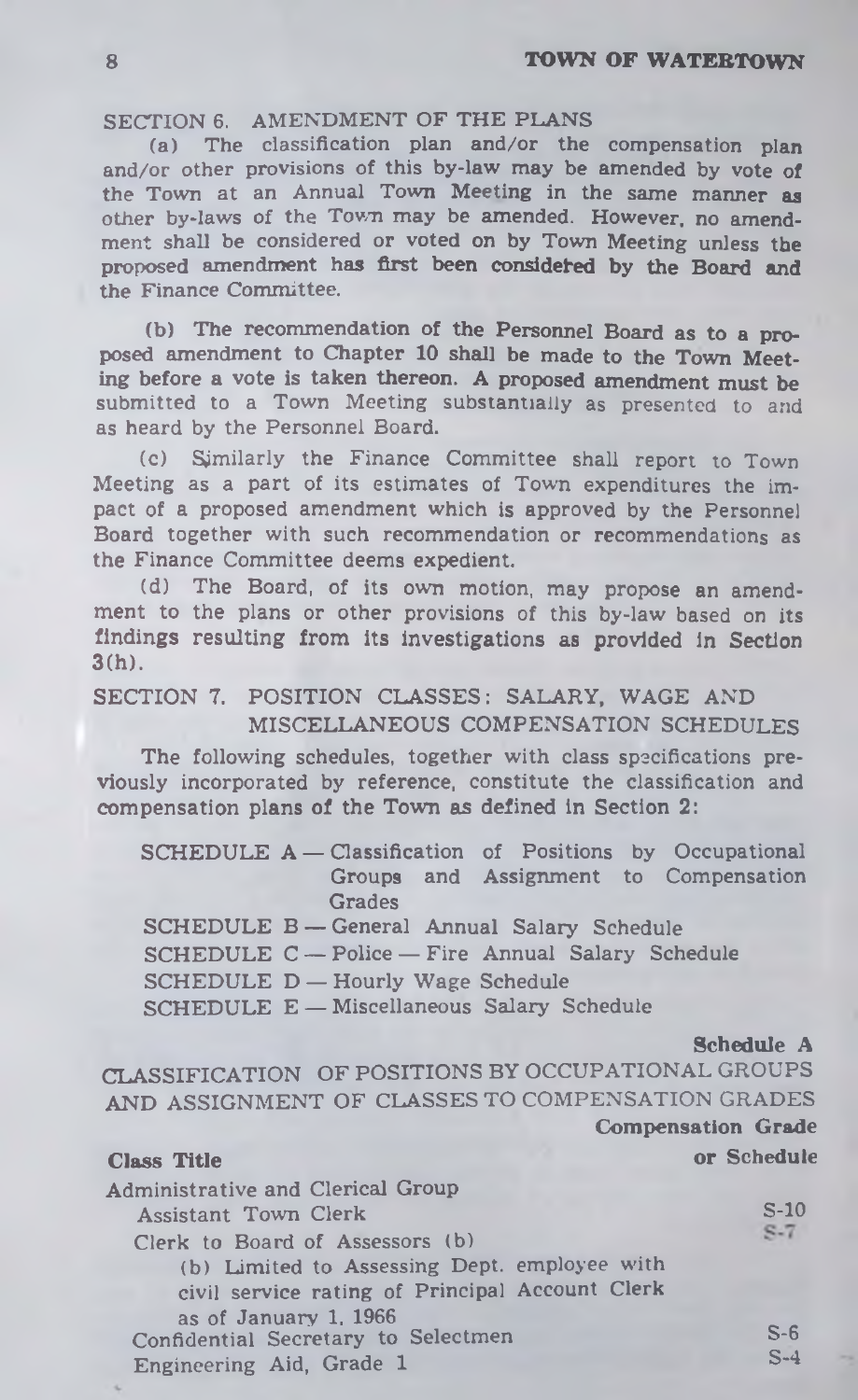## SECTION 6. AMENDMENT OF THE PLANS

(a) The classification plan and/or the compensation plan and/or other provisions of this by-law may be amended by vote of the Town at an Annual Town Meeting in the same manner as other by-laws of the Town may be amended. However, no amendment shall be considered or voted on by Town Meeting unless the proposed amendment has first been considered by the Board and the Finance Committee.

(b) The recommendation of the Personnel Board as to a proposed amendment to Chapter 10 shall be made to the Town Meeting before a vote is taken thereon. A proposed amendment must be submitted to a Town Meeting substantially as presented to and as heard by the Personnel Board.

(c) Similarly the Finance Committee shall report to Town Meeting as a part of its estimates of Town expenditures the impact of a proposed amendment which is approved by the Personnel Board together with such recommendation or recommendations as the Finance Committee deems expedient.

(d) The Board, of its own motion, may propose an amendment to the plans or other provisions of this by-law based on its findings resulting from its investigations as provided in Section 3(h).

## SECTION 7. POSITION CLASSES: SALARY, WAGE AND MISCELLANEOUS COMPENSATION SCHEDULES

The following schedules, together with class specifications previously incorporated by reference, constitute the classification and compensation plans of the Town as defined in Section 2:

SCHEDULE A — Classification of Positions by Occupational Groups and Assignment to Compensation Grades
SCHEDULE B — General Annual Salary Schedule
SCHEDULE C — Police — Fire Annual Salary Schedule
SCHEDULE D — Hourly Wage Schedule
SCHEDULE E — Miscellaneous Salary Schedule

**Schedule A**

### CLASSIFICATION OF POSITIONS BY OCCUPATIONAL GROUPS AND ASSIGNMENT OF CLASSES TO COMPENSATION GRADES

| **Class Title** | **Compensation Grade or Schedule** |
|---|---|
| Administrative and Clerical Group | |
| Assistant Town Clerk | S-10 |
| Clerk to Board of Assessors (b) | S-7 |
| (b) Limited to Assessing Dept. employee with civil service rating of Principal Account Clerk as of January 1, 1966 | |
| Confidential Secretary to Selectmen | S-6 |
| Engineering Aid, Grade 1 | S-4 |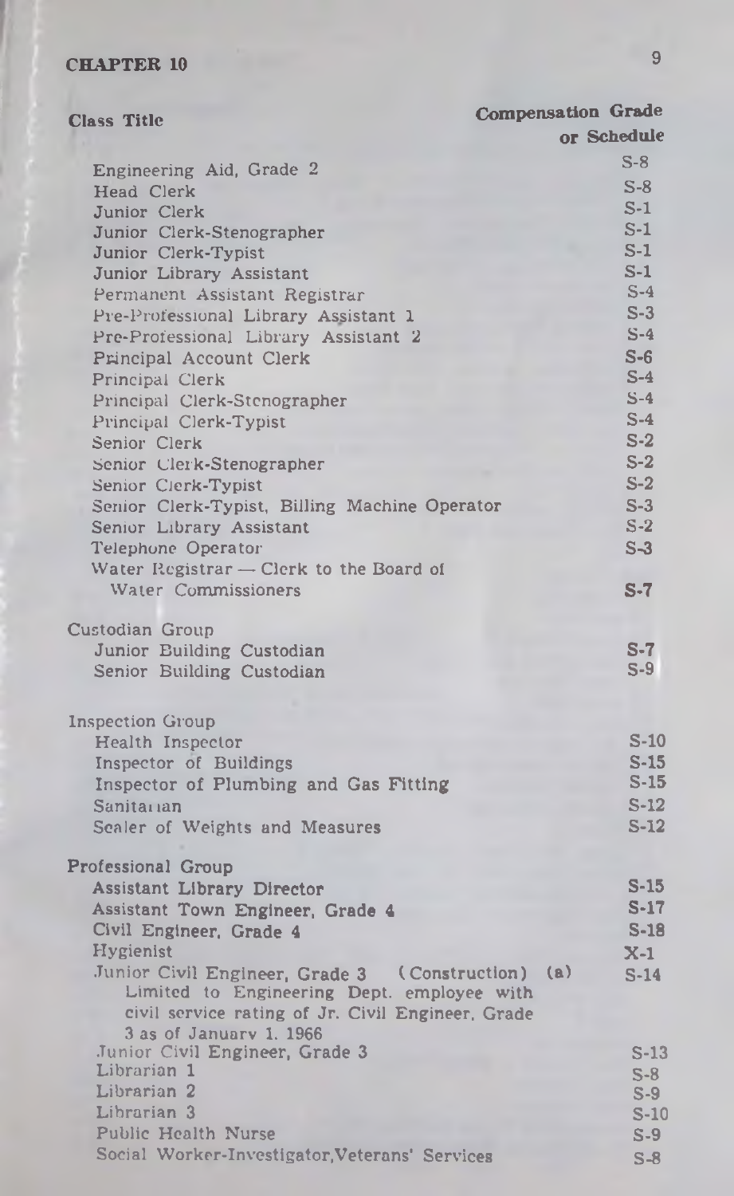| Class Title | Compensation Grade or Schedule |
| --- | --- |
| Engineering Aid, Grade 2 | S-8 |
| Head Clerk | S-8 |
| Junior Clerk | S-1 |
| Junior Clerk-Stenographer | S-1 |
| Junior Clerk-Typist | S-1 |
| Junior Library Assistant | S-1 |
| Permanent Assistant Registrar | S-4 |
| Pre-Professional Library Assistant 1 | S-3 |
| Pre-Professional Library Assistant 2 | S-4 |
| Principal Account Clerk | S-6 |
| Principal Clerk | S-4 |
| Principal Clerk-Stenographer | S-4 |
| Principal Clerk-Typist | S-4 |
| Senior Clerk | S-2 |
| Senior Clerk-Stenographer | S-2 |
| Senior Clerk-Typist | S-2 |
| Senior Clerk-Typist, Billing Machine Operator | S-3 |
| Senior Library Assistant | S-2 |
| Telephone Operator | S-3 |
| Water Registrar — Clerk to the Board of Water Commissioners | S-7 |
| **Custodian Group** | |
| Junior Building Custodian | S-7 |
| Senior Building Custodian | S-9 |
| **Inspection Group** | |
| Health Inspector | S-10 |
| Inspector of Buildings | S-15 |
| Inspector of Plumbing and Gas Fitting | S-15 |
| Sanitarian | S-12 |
| Sealer of Weights and Measures | S-12 |
| **Professional Group** | |
| Assistant Library Director | S-15 |
| Assistant Town Engineer, Grade 4 | S-17 |
| Civil Engineer, Grade 4 | S-18 |
| Hygienist | X-1 |
| Junior Civil Engineer, Grade 3 (Construction) (a) Limited to Engineering Dept. employee with civil service rating of Jr. Civil Engineer, Grade 3 as of January 1, 1966 | S-14 |
| Junior Civil Engineer, Grade 3 | S-13 |
| Librarian 1 | S-8 |
| Librarian 2 | S-9 |
| Librarian 3 | S-10 |
| Public Health Nurse | S-9 |
| Social Worker-Investigator, Veterans' Services | S-8 |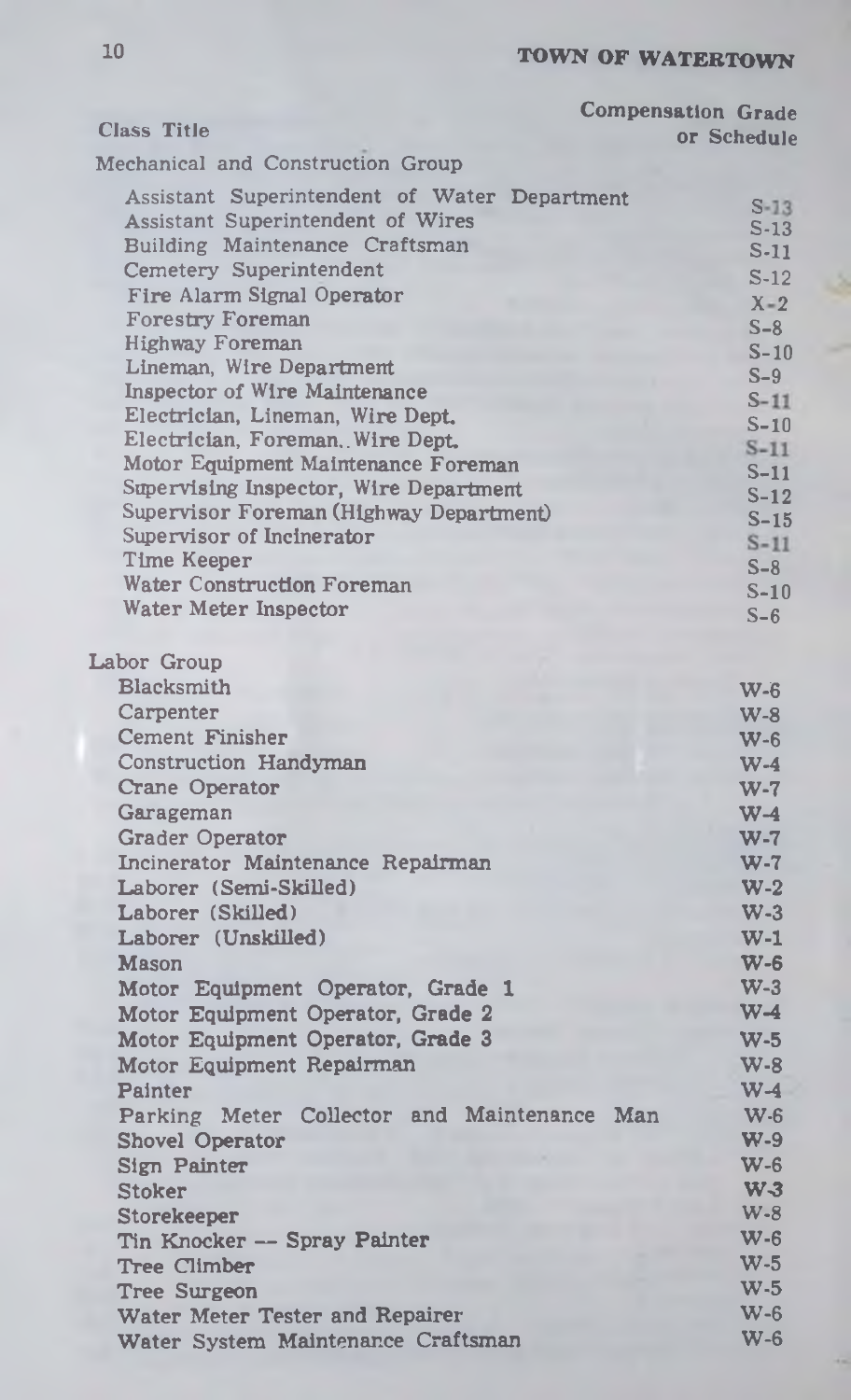| Class Title | Compensation Grade or Schedule |
|---|---|
| **Mechanical and Construction Group** | |
| Assistant Superintendent of Water Department | S-13 |
| Assistant Superintendent of Wires | S-13 |
| Building Maintenance Craftsman | S-11 |
| Cemetery Superintendent | S-12 |
| Fire Alarm Signal Operator | X-2 |
| Forestry Foreman | S-8 |
| Highway Foreman | S-10 |
| Lineman, Wire Department | S-9 |
| Inspector of Wire Maintenance | S-11 |
| Electrician, Lineman, Wire Dept. | S-10 |
| Electrician, Foreman.. Wire Dept. | S-11 |
| Motor Equipment Maintenance Foreman | S-11 |
| Supervising Inspector, Wire Department | S-12 |
| Supervisor Foreman (Highway Department) | S-15 |
| Supervisor of Incinerator | S-11 |
| Time Keeper | S-8 |
| Water Construction Foreman | S-10 |
| Water Meter Inspector | S-6 |
| **Labor Group** | |
| Blacksmith | W-6 |
| Carpenter | W-8 |
| Cement Finisher | W-6 |
| Construction Handyman | W-4 |
| Crane Operator | W-7 |
| Garageman | W-4 |
| Grader Operator | W-7 |
| Incinerator Maintenance Repairman | W-7 |
| Laborer (Semi-Skilled) | W-2 |
| Laborer (Skilled) | W-3 |
| Laborer (Unskilled) | W-1 |
| Mason | W-6 |
| Motor Equipment Operator, Grade 1 | W-3 |
| Motor Equipment Operator, Grade 2 | W-4 |
| Motor Equipment Operator, Grade 3 | W-5 |
| Motor Equipment Repairman | W-8 |
| Painter | W-4 |
| Parking Meter Collector and Maintenance Man | W-6 |
| Shovel Operator | W-9 |
| Sign Painter | W-6 |
| Stoker | W-3 |
| Storekeeper | W-8 |
| Tin Knocker -- Spray Painter | W-6 |
| Tree Climber | W-5 |
| Tree Surgeon | W-5 |
| Water Meter Tester and Repairer | W-6 |
| Water System Maintenance Craftsman | W-6 |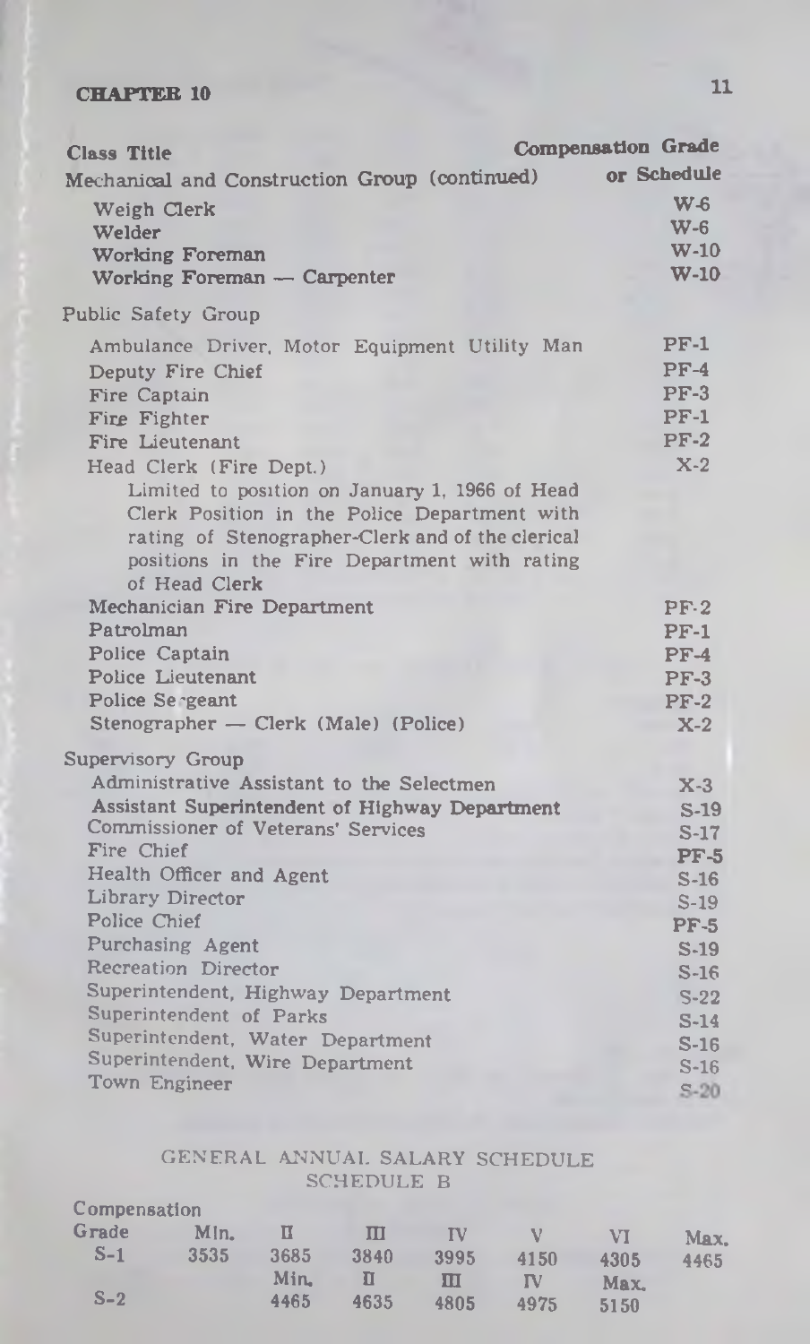CHAPTER 10

| Class Title | Compensation Grade or Schedule |
|---|---|
| **Mechanical and Construction Group (continued)** | |
| Weigh Clerk | W-6 |
| Welder | W-6 |
| Working Foreman | W-10 |
| Working Foreman — Carpenter | W-10 |
| **Public Safety Group** | |
| Ambulance Driver, Motor Equipment Utility Man | PF-1 |
| Deputy Fire Chief | PF-4 |
| Fire Captain | PF-3 |
| Fire Fighter | PF-1 |
| Fire Lieutenant | PF-2 |
| Head Clerk (Fire Dept.) Limited to position on January 1, 1966 of Head Clerk Position in the Police Department with rating of Stenographer-Clerk and of the clerical positions in the Fire Department with rating of Head Clerk | X-2 |
| Mechanician Fire Department | PF-2 |
| Patrolman | PF-1 |
| Police Captain | PF-4 |
| Police Lieutenant | PF-3 |
| Police Sergeant | PF-2 |
| Stenographer — Clerk (Male) (Police) | X-2 |
| **Supervisory Group** | |
| Administrative Assistant to the Selectmen | X-3 |
| Assistant Superintendent of Highway Department | S-19 |
| Commissioner of Veterans' Services | S-17 |
| Fire Chief | PF-5 |
| Health Officer and Agent | S-16 |
| Library Director | S-19 |
| Police Chief | PF-5 |
| Purchasing Agent | S-19 |
| Recreation Director | S-16 |
| Superintendent, Highway Department | S-22 |
| Superintendent of Parks | S-14 |
| Superintendent, Water Department | S-16 |
| Superintendent, Wire Department | S-16 |
| Town Engineer | S-20 |

## GENERAL ANNUAL SALARY SCHEDULE
### SCHEDULE B

| Compensation Grade | Min. | II | III | IV | V | VI | Max. |
|---|---|---|---|---|---|---|---|
| S-1 | 3535 | 3685 | 3840 | 3995 | 4150 | 4305 | 4465 |
| | | Min. | II | III | IV | Max. | |
| S-2 | | 4465 | 4635 | 4805 | 4975 | 5150 | |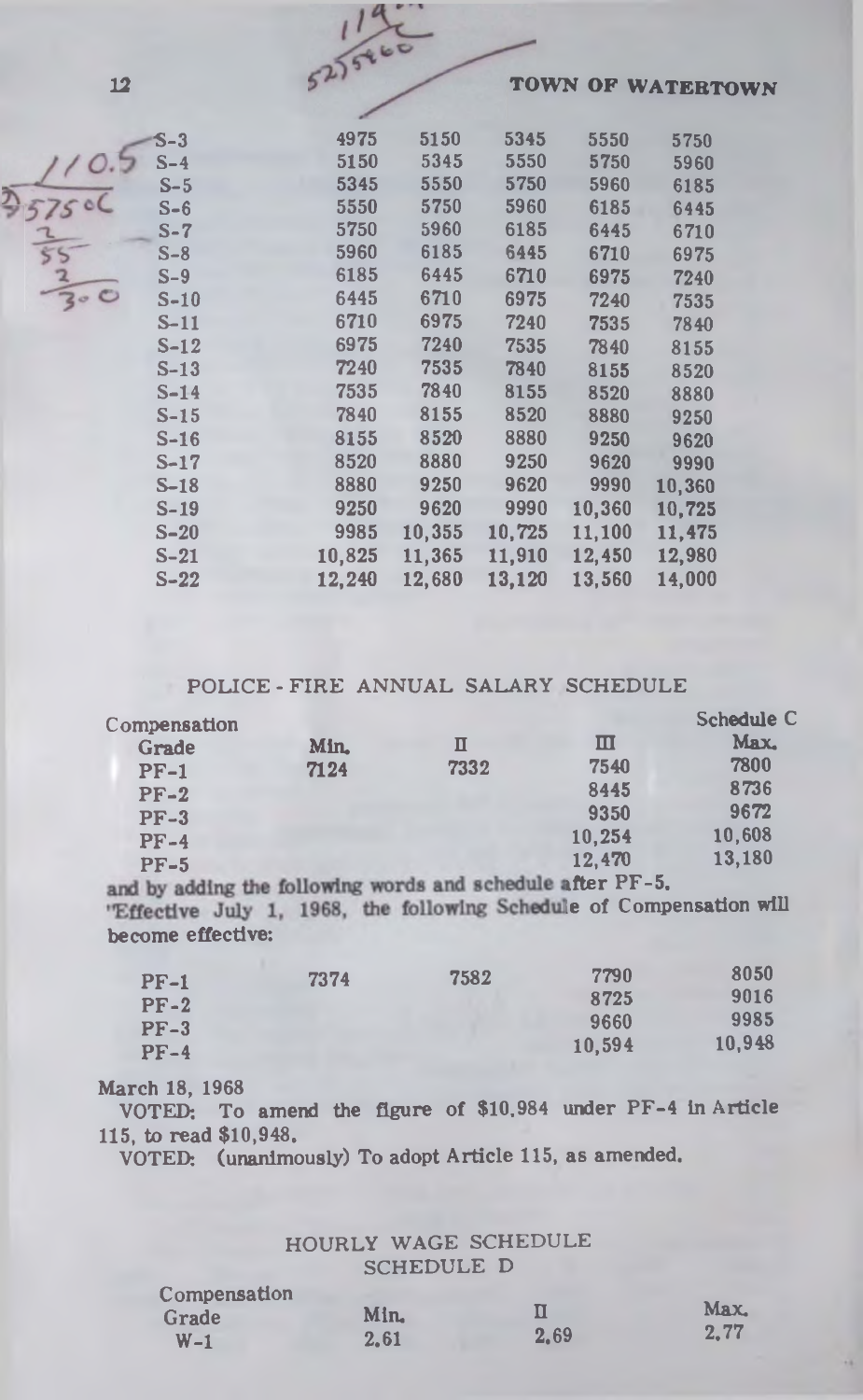| | | | | | |
|---|---|---|---|---|---|
| S-3 | 4975 | 5150 | 5345 | 5550 | 5750 |
| S-4 | 5150 | 5345 | 5550 | 5750 | 5960 |
| S-5 | 5345 | 5550 | 5750 | 5960 | 6185 |
| S-6 | 5550 | 5750 | 5960 | 6185 | 6445 |
| S-7 | 5750 | 5960 | 6185 | 6445 | 6710 |
| S-8 | 5960 | 6185 | 6445 | 6710 | 6975 |
| S-9 | 6185 | 6445 | 6710 | 6975 | 7240 |
| S-10 | 6445 | 6710 | 6975 | 7240 | 7535 |
| S-11 | 6710 | 6975 | 7240 | 7535 | 7840 |
| S-12 | 6975 | 7240 | 7535 | 7840 | 8155 |
| S-13 | 7240 | 7535 | 7840 | 8155 | 8520 |
| S-14 | 7535 | 7840 | 8155 | 8520 | 8880 |
| S-15 | 7840 | 8155 | 8520 | 8880 | 9250 |
| S-16 | 8155 | 8520 | 8880 | 9250 | 9620 |
| S-17 | 8520 | 8880 | 9250 | 9620 | 9990 |
| S-18 | 8880 | 9250 | 9620 | 9990 | 10,360 |
| S-19 | 9250 | 9620 | 9990 | 10,360 | 10,725 |
| S-20 | 9985 | 10,355 | 10,725 | 11,100 | 11,475 |
| S-21 | 10,825 | 11,365 | 11,910 | 12,450 | 12,980 |
| S-22 | 12,240 | 12,680 | 13,120 | 13,560 | 14,000 |

## POLICE - FIRE ANNUAL SALARY SCHEDULE

| Compensation Grade | Min. | II | III | Schedule C Max. |
|---|---|---|---|---|
| PF-1 | 7124 | 7332 | 7540 | 7800 |
| PF-2 | | | 8445 | 8736 |
| PF-3 | | | 9350 | 9672 |
| PF-4 | | | 10,254 | 10,608 |
| PF-5 | | | 12,470 | 13,180 |

and by adding the following words and schedule after PF-5.

"Effective July 1, 1968, the following Schedule of Compensation will become effective:

| | | | | |
|---|---|---|---|---|
| PF-1 | 7374 | 7582 | 7790 | 8050 |
| PF-2 | | | 8725 | 9016 |
| PF-3 | | | 9660 | 9985 |
| PF-4 | | | 10,594 | 10,948 |

March 18, 1968

VOTED: To amend the figure of $10,984 under PF-4 in Article 115, to read $10,948.

VOTED: (unanimously) To adopt Article 115, as amended.

## HOURLY WAGE SCHEDULE
### SCHEDULE D

| Compensation Grade | Min. | II | Max. |
|---|---|---|---|
| W-1 | 2.61 | 2.69 | 2.77 |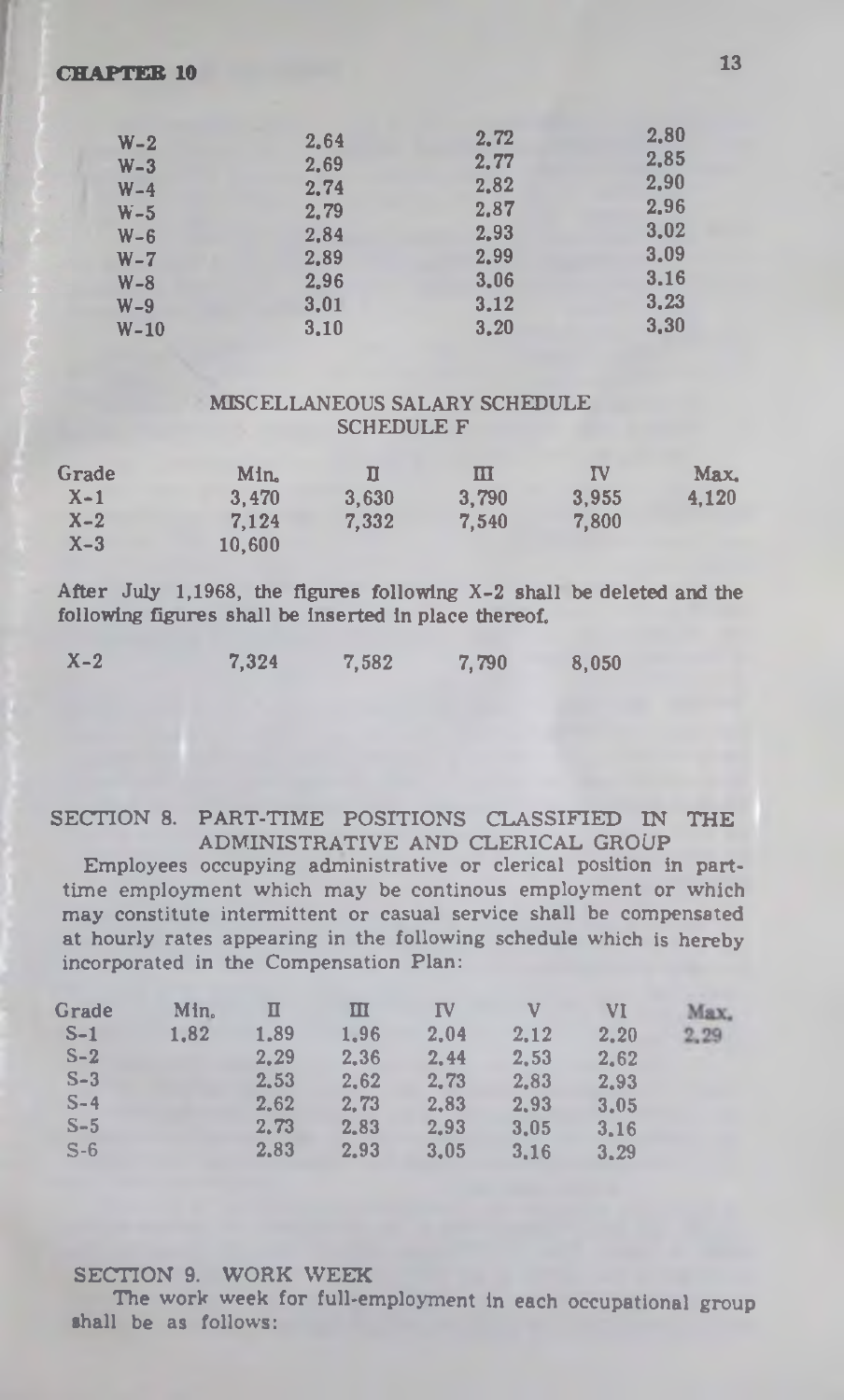| | | | |
|---|---|---|---|
| W-2 | 2.64 | 2.72 | 2.80 |
| W-3 | 2.69 | 2.77 | 2.85 |
| W-4 | 2.74 | 2.82 | 2.90 |
| W-5 | 2.79 | 2.87 | 2.96 |
| W-6 | 2.84 | 2.93 | 3.02 |
| W-7 | 2.89 | 2.99 | 3.09 |
| W-8 | 2.96 | 3.06 | 3.16 |
| W-9 | 3.01 | 3.12 | 3.23 |
| W-10 | 3.10 | 3.20 | 3.30 |

## MISCELLANEOUS SALARY SCHEDULE
### SCHEDULE F

| Grade | Min. | II | III | IV | Max. |
|---|---|---|---|---|---|
| X-1 | 3,470 | 3,630 | 3,790 | 3,955 | 4,120 |
| X-2 | 7,124 | 7,332 | 7,540 | 7,800 | |
| X-3 | 10,600 | | | | |

After July 1,1968, the figures following X-2 shall be deleted and the following figures shall be inserted in place thereof.

| | | | | |
|---|---|---|---|---|
| X-2 | 7,324 | 7,582 | 7,790 | 8,050 |

## SECTION 8. PART-TIME POSITIONS CLASSIFIED IN THE ADMINISTRATIVE AND CLERICAL GROUP

Employees occupying administrative or clerical position in part-time employment which may be continous employment or which may constitute intermittent or casual service shall be compensated at hourly rates appearing in the following schedule which is hereby incorporated in the Compensation Plan:

| Grade | Min. | II | III | IV | V | VI | Max. |
|---|---|---|---|---|---|---|---|
| S-1 | 1.82 | 1.89 | 1.96 | 2.04 | 2.12 | 2.20 | 2.29 |
| S-2 | | 2.29 | 2.36 | 2.44 | 2.53 | 2.62 | |
| S-3 | | 2.53 | 2.62 | 2.73 | 2.83 | 2.93 | |
| S-4 | | 2.62 | 2.73 | 2.83 | 2.93 | 3.05 | |
| S-5 | | 2.73 | 2.83 | 2.93 | 3.05 | 3.16 | |
| S-6 | | 2.83 | 2.93 | 3.05 | 3.16 | 3.29 | |

## SECTION 9. WORK WEEK

The work week for full-employment in each occupational group shall be as follows: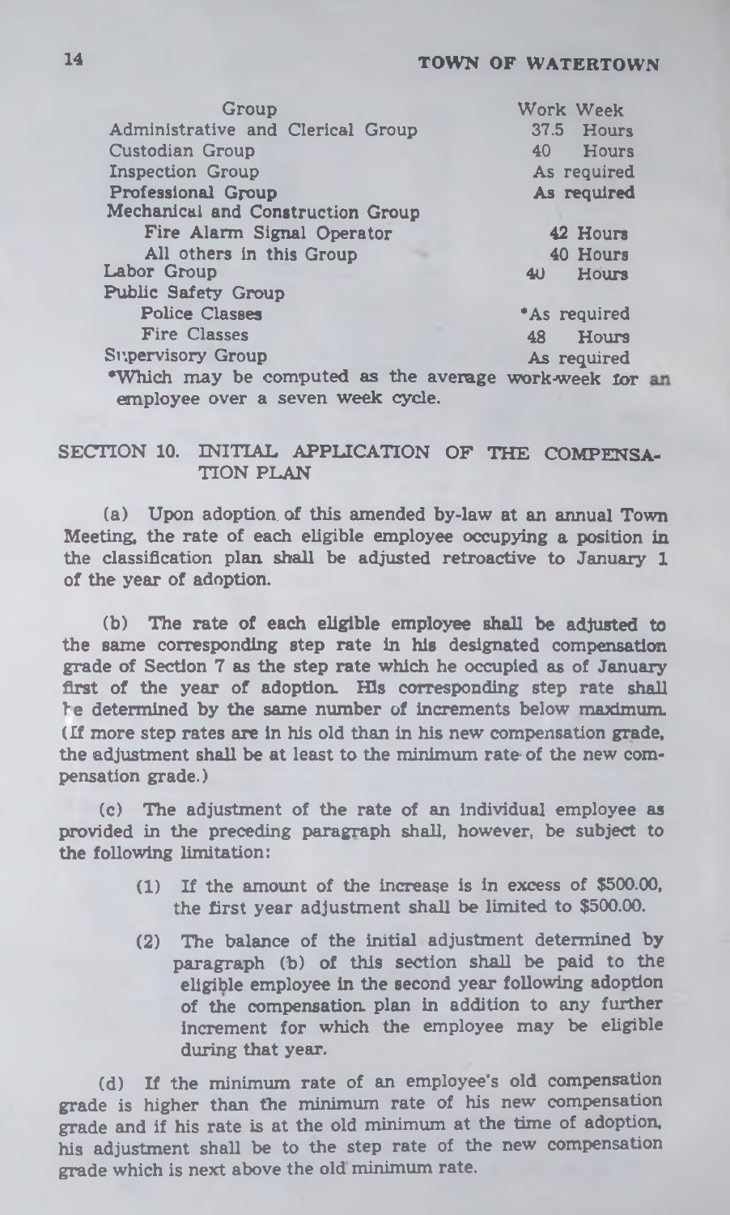| Group | Work Week |
|---|---|
| Administrative and Clerical Group | 37.5 Hours |
| Custodian Group | 40 Hours |
| Inspection Group | As required |
| Professional Group | As required |
| Mechanical and Construction Group | |
| Fire Alarm Signal Operator | 42 Hours |
| All others in this Group | 40 Hours |
| Labor Group | 40 Hours |
| Public Safety Group | |
| Police Classes | *As required |
| Fire Classes | 48 Hours |
| Supervisory Group | As required |

*Which may be computed as the average work-week for an employee over a seven week cycle.

## SECTION 10. INITIAL APPLICATION OF THE COMPENSATION PLAN

(a) Upon adoption of this amended by-law at an annual Town Meeting, the rate of each eligible employee occupying a position in the classification plan shall be adjusted retroactive to January 1 of the year of adoption.

(b) The rate of each eligible employee shall be adjusted to the same corresponding step rate in his designated compensation grade of Section 7 as the step rate which he occupied as of January first of the year of adoption. His corresponding step rate shall be determined by the same number of increments below maximum. (If more step rates are in his old than in his new compensation grade, the adjustment shall be at least to the minimum rate of the new compensation grade.)

(c) The adjustment of the rate of an individual employee as provided in the preceding paragraph shall, however, be subject to the following limitation:

(1) If the amount of the increase is in excess of $500.00, the first year adjustment shall be limited to $500.00.

(2) The balance of the initial adjustment determined by paragraph (b) of this section shall be paid to the eligible employee in the second year following adoption of the compensation plan in addition to any further increment for which the employee may be eligible during that year.

(d) If the minimum rate of an employee's old compensation grade is higher than the minimum rate of his new compensation grade and if his rate is at the old minimum at the time of adoption, his adjustment shall be to the step rate of the new compensation grade which is next above the old minimum rate.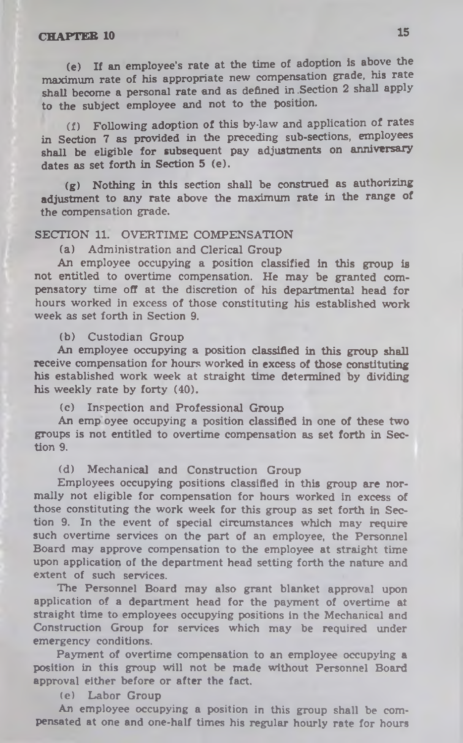(e) If an employee's rate at the time of adoption is above the maximum rate of his appropriate new compensation grade, his rate shall become a personal rate and as defined in Section 2 shall apply to the subject employee and not to the position.

(f) Following adoption of this by-law and application of rates in Section 7 as provided in the preceding sub-sections, employees shall be eligible for subsequent pay adjustments on anniversary dates as set forth in Section 5 (e).

(g) Nothing in this section shall be construed as authorizing adjustment to any rate above the maximum rate in the range of the compensation grade.

## SECTION 11. OVERTIME COMPENSATION

(a) Administration and Clerical Group

An employee occupying a position classified in this group is not entitled to overtime compensation. He may be granted compensatory time off at the discretion of his departmental head for hours worked in excess of those constituting his established work week as set forth in Section 9.

(b) Custodian Group

An employee occupying a position classified in this group shall receive compensation for hours worked in excess of those constituting his established work week at straight time determined by dividing his weekly rate by forty (40).

(c) Inspection and Professional Group

An employee occupying a position classified in one of these two groups is not entitled to overtime compensation as set forth in Section 9.

(d) Mechanical and Construction Group

Employees occupying positions classified in this group are normally not eligible for compensation for hours worked in excess of those constituting the work week for this group as set forth in Section 9. In the event of special circumstances which may require such overtime services on the part of an employee, the Personnel Board may approve compensation to the employee at straight time upon application of the department head setting forth the nature and extent of such services.

The Personnel Board may also grant blanket approval upon application of a department head for the payment of overtime at straight time to employees occupying positions in the Mechanical and Construction Group for services which may be required under emergency conditions.

Payment of overtime compensation to an employee occupying a position in this group will not be made without Personnel Board approval either before or after the fact.

(e) Labor Group

An employee occupying a position in this group shall be compensated at one and one-half times his regular hourly rate for hours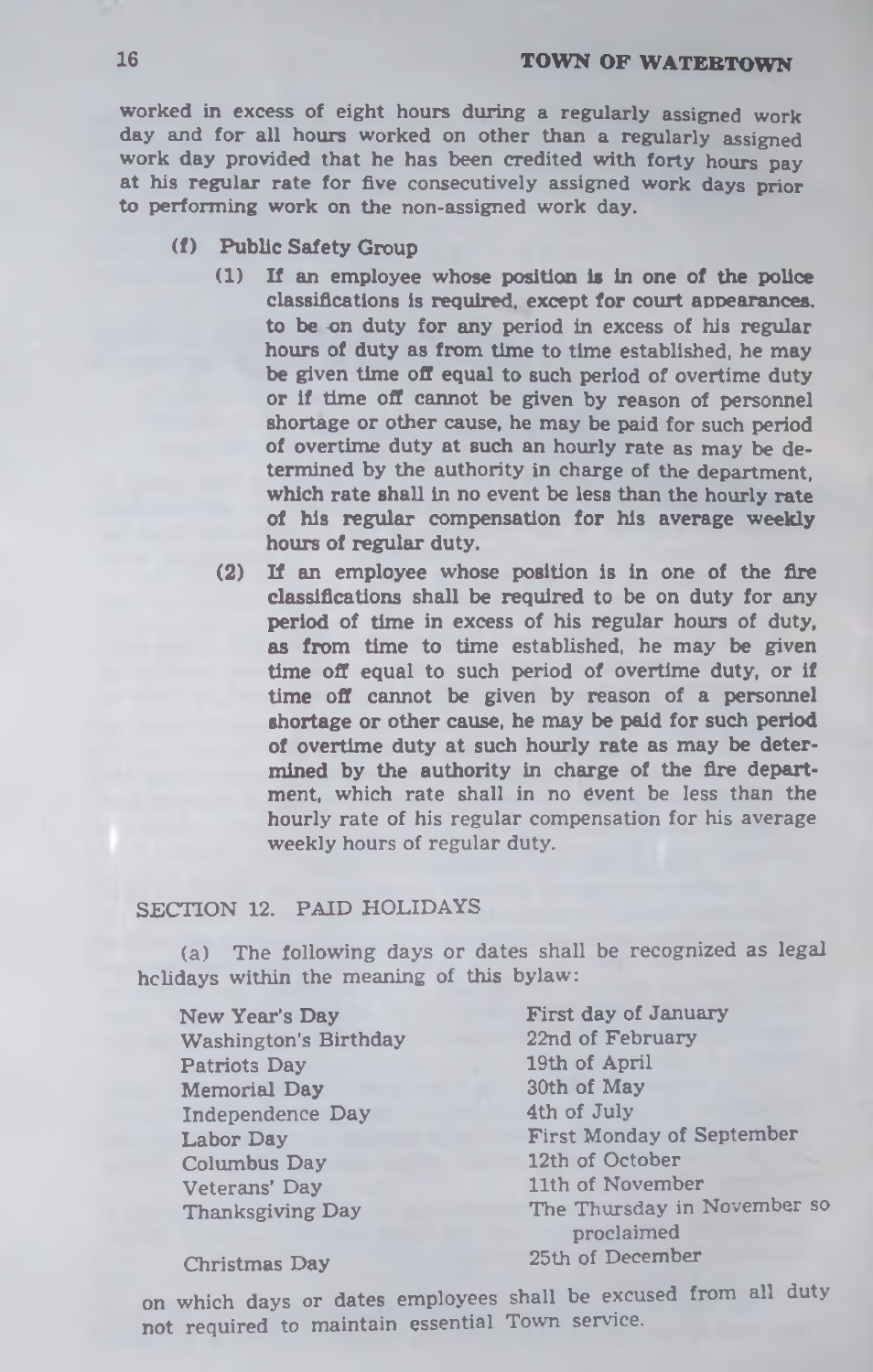worked in excess of eight hours during a regularly assigned work day and for all hours worked on other than a regularly assigned work day provided that he has been credited with forty hours pay at his regular rate for five consecutively assigned work days prior to performing work on the non-assigned work day.

(f) Public Safety Group

(1) If an employee whose position is in one of the police classifications is required, except for court appearances, to be on duty for any period in excess of his regular hours of duty as from time to time established, he may be given time off equal to such period of overtime duty or if time off cannot be given by reason of personnel shortage or other cause, he may be paid for such period of overtime duty at such an hourly rate as may be determined by the authority in charge of the department, which rate shall in no event be less than the hourly rate of his regular compensation for his average weekly hours of regular duty.

(2) If an employee whose position is in one of the fire classifications shall be required to be on duty for any period of time in excess of his regular hours of duty, as from time to time established, he may be given time off equal to such period of overtime duty, or if time off cannot be given by reason of a personnel shortage or other cause, he may be paid for such period of overtime duty at such hourly rate as may be determined by the authority in charge of the fire department, which rate shall in no event be less than the hourly rate of his regular compensation for his average weekly hours of regular duty.

## SECTION 12. PAID HOLIDAYS

(a) The following days or dates shall be recognized as legal holidays within the meaning of this bylaw:

| | |
|---|---|
| New Year's Day | First day of January |
| Washington's Birthday | 22nd of February |
| Patriots Day | 19th of April |
| Memorial Day | 30th of May |
| Independence Day | 4th of July |
| Labor Day | First Monday of September |
| Columbus Day | 12th of October |
| Veterans' Day | 11th of November |
| Thanksgiving Day | The Thursday in November so proclaimed |
| Christmas Day | 25th of December |

on which days or dates employees shall be excused from all duty not required to maintain essential Town service.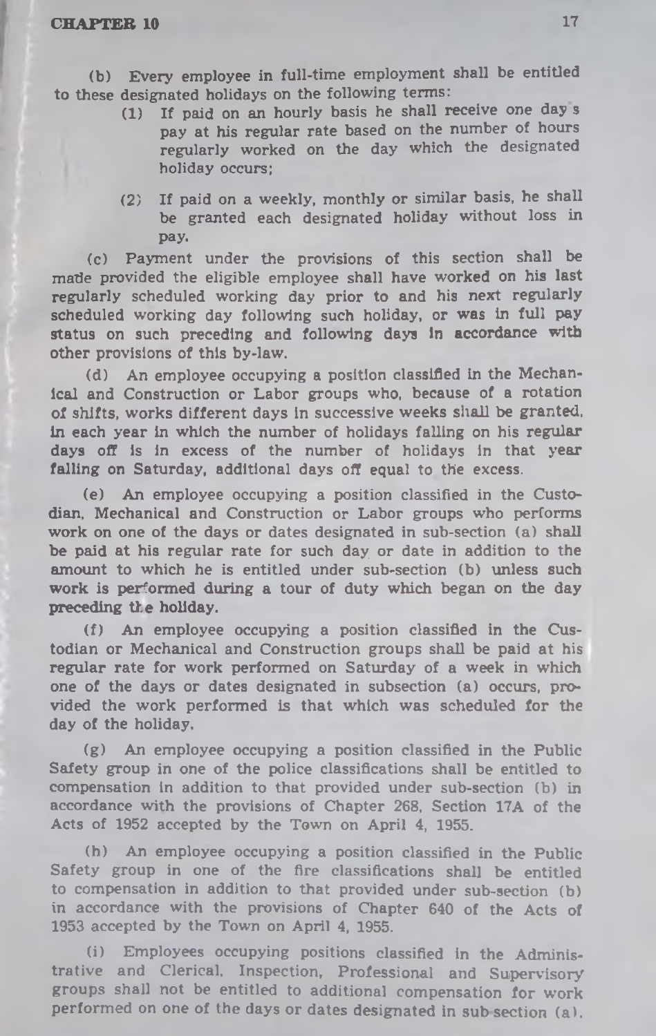(b) Every employee in full-time employment shall be entitled to these designated holidays on the following terms:

> (1) If paid on an hourly basis he shall receive one day's pay at his regular rate based on the number of hours regularly worked on the day which the designated holiday occurs;
>
> (2) If paid on a weekly, monthly or similar basis, he shall be granted each designated holiday without loss in pay.

(c) Payment under the provisions of this section shall be made provided the eligible employee shall have worked on his last regularly scheduled working day prior to and his next regularly scheduled working day following such holiday, or was in full pay status on such preceding and following days in accordance with other provisions of this by-law.

(d) An employee occupying a position classified in the Mechanical and Construction or Labor groups who, because of a rotation of shifts, works different days in successive weeks shall be granted, in each year in which the number of holidays falling on his regular days off is in excess of the number of holidays in that year falling on Saturday, additional days off equal to the excess.

(e) An employee occupying a position classified in the Custodian, Mechanical and Construction or Labor groups who performs work on one of the days or dates designated in sub-section (a) shall be paid at his regular rate for such day or date in addition to the amount to which he is entitled under sub-section (b) unless such work is performed during a tour of duty which began on the day preceding the holiday.

(f) An employee occupying a position classified in the Custodian or Mechanical and Construction groups shall be paid at his regular rate for work performed on Saturday of a week in which one of the days or dates designated in subsection (a) occurs, provided the work performed is that which was scheduled for the day of the holiday.

(g) An employee occupying a position classified in the Public Safety group in one of the police classifications shall be entitled to compensation in addition to that provided under sub-section (b) in accordance with the provisions of Chapter 268, Section 17A of the Acts of 1952 accepted by the Town on April 4, 1955.

(h) An employee occupying a position classified in the Public Safety group in one of the fire classifications shall be entitled to compensation in addition to that provided under sub-section (b) in accordance with the provisions of Chapter 640 of the Acts of 1953 accepted by the Town on April 4, 1955.

(i) Employees occupying positions classified in the Administrative and Clerical, Inspection, Professional and Supervisory groups shall not be entitled to additional compensation for work performed on one of the days or dates designated in sub-section (a).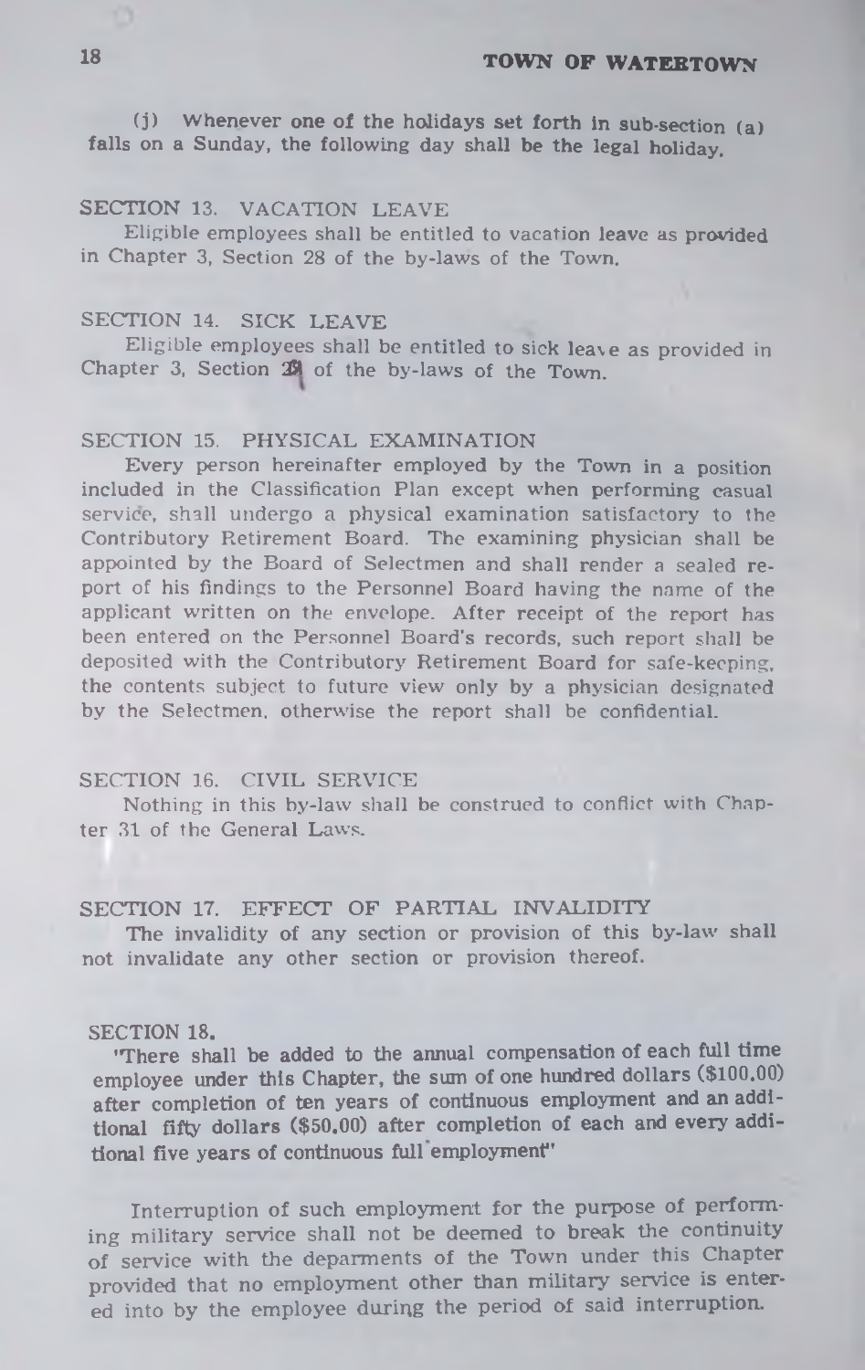(j) Whenever one of the holidays set forth in sub-section (a) falls on a Sunday, the following day shall be the legal holiday.

SECTION 13. VACATION LEAVE

Eligible employees shall be entitled to vacation leave as provided in Chapter 3, Section 28 of the by-laws of the Town.

SECTION 14. SICK LEAVE

Eligible employees shall be entitled to sick leave as provided in Chapter 3, Section 29 of the by-laws of the Town.

SECTION 15. PHYSICAL EXAMINATION

Every person hereinafter employed by the Town in a position included in the Classification Plan except when performing casual service, shall undergo a physical examination satisfactory to the Contributory Retirement Board. The examining physician shall be appointed by the Board of Selectmen and shall render a sealed report of his findings to the Personnel Board having the name of the applicant written on the envelope. After receipt of the report has been entered on the Personnel Board's records, such report shall be deposited with the Contributory Retirement Board for safe-keeping, the contents subject to future view only by a physician designated by the Selectmen, otherwise the report shall be confidential.

SECTION 16. CIVIL SERVICE

Nothing in this by-law shall be construed to conflict with Chapter 31 of the General Laws.

SECTION 17. EFFECT OF PARTIAL INVALIDITY

The invalidity of any section or provision of this by-law shall not invalidate any other section or provision thereof.

SECTION 18.

"There shall be added to the annual compensation of each full time employee under this Chapter, the sum of one hundred dollars ($100.00) after completion of ten years of continuous employment and an additional fifty dollars ($50.00) after completion of each and every additional five years of continuous full employment"

Interruption of such employment for the purpose of performing military service shall not be deemed to break the continuity of service with the deparments of the Town under this Chapter provided that no employment other than military service is entered into by the employee during the period of said interruption.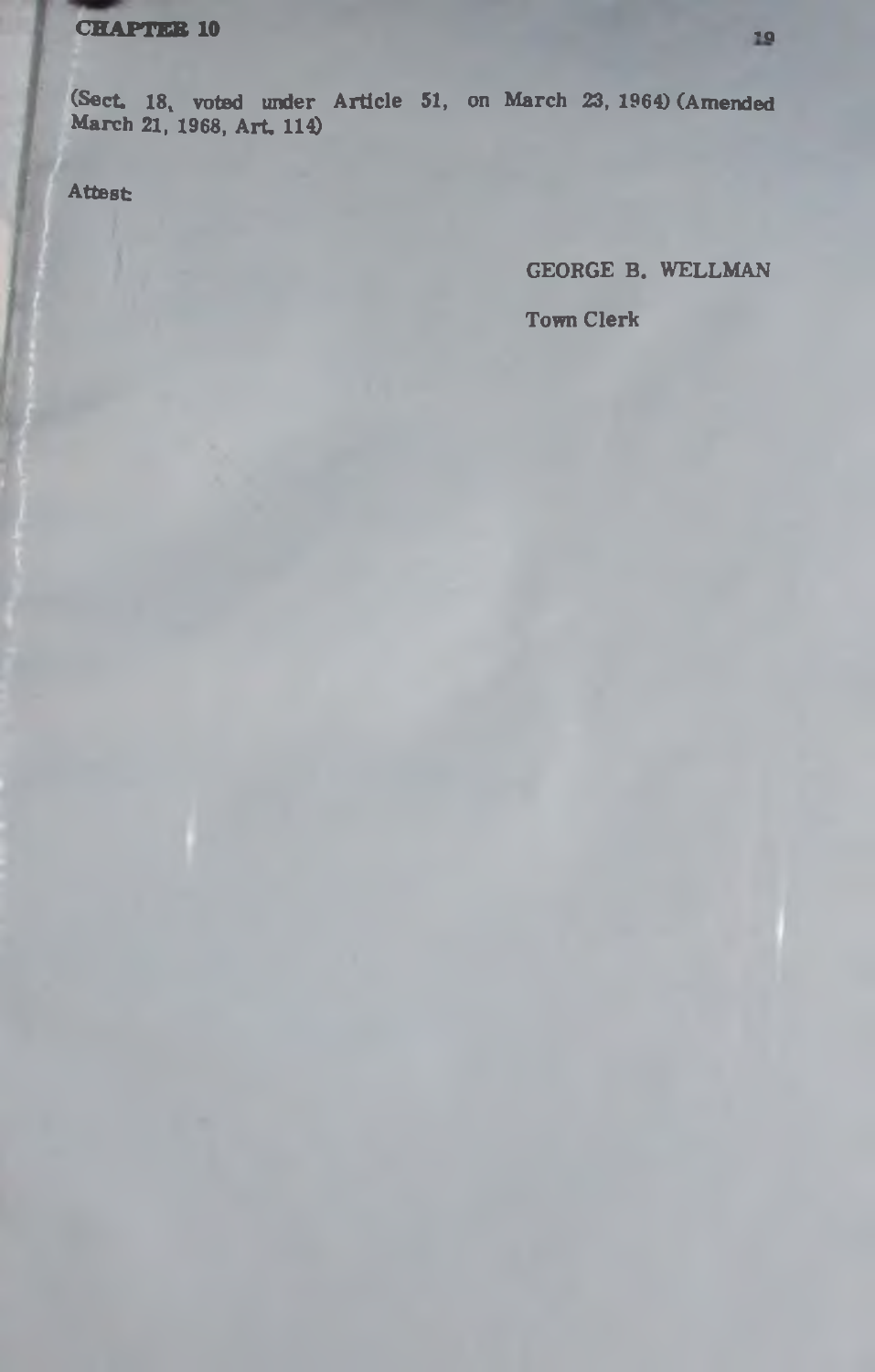(Sect. 18, voted under Article 51, on March 23, 1964) (Amended March 21, 1968, Art. 114)

Attest:

GEORGE B. WELLMAN

Town Clerk